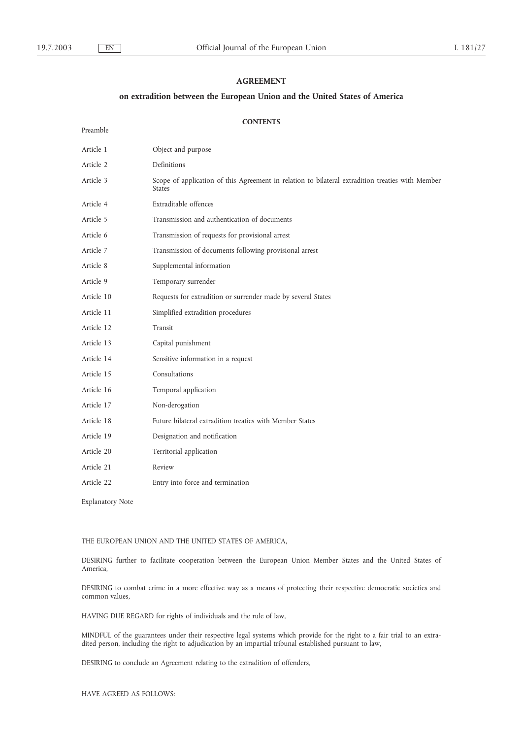# AGREEMENT

## on extradition between the European Union and the United States of America

### CONTENTS

Preamble

| | |
|---|---|
| Article 1 | Object and purpose |
| Article 2 | Definitions |
| Article 3 | Scope of application of this Agreement in relation to bilateral extradition treaties with Member States |
| Article 4 | Extraditable offences |
| Article 5 | Transmission and authentication of documents |
| Article 6 | Transmission of requests for provisional arrest |
| Article 7 | Transmission of documents following provisional arrest |
| Article 8 | Supplemental information |
| Article 9 | Temporary surrender |
| Article 10 | Requests for extradition or surrender made by several States |
| Article 11 | Simplified extradition procedures |
| Article 12 | Transit |
| Article 13 | Capital punishment |
| Article 14 | Sensitive information in a request |
| Article 15 | Consultations |
| Article 16 | Temporal application |
| Article 17 | Non-derogation |
| Article 18 | Future bilateral extradition treaties with Member States |
| Article 19 | Designation and notification |
| Article 20 | Territorial application |
| Article 21 | Review |
| Article 22 | Entry into force and termination |

Explanatory Note

THE EUROPEAN UNION AND THE UNITED STATES OF AMERICA,

DESIRING further to facilitate cooperation between the European Union Member States and the United States of America,

DESIRING to combat crime in a more effective way as a means of protecting their respective democratic societies and common values,

HAVING DUE REGARD for rights of individuals and the rule of law,

MINDFUL of the guarantees under their respective legal systems which provide for the right to a fair trial to an extradited person, including the right to adjudication by an impartial tribunal established pursuant to law,

DESIRING to conclude an Agreement relating to the extradition of offenders,

HAVE AGREED AS FOLLOWS: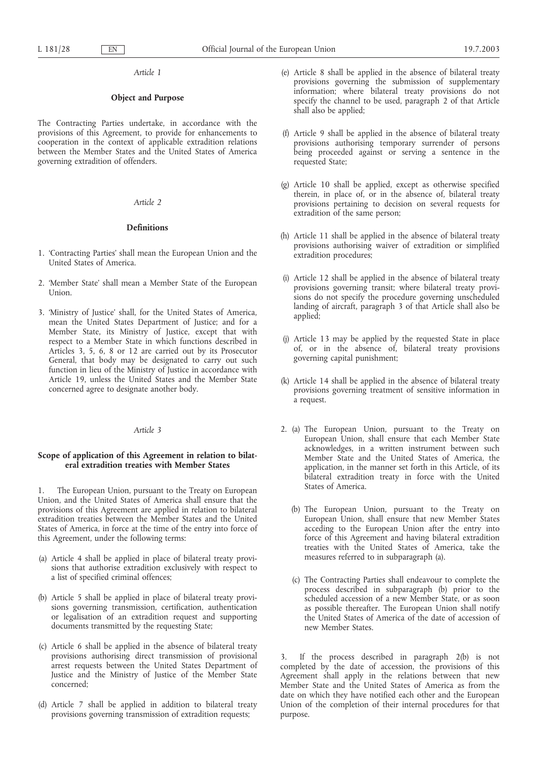*Article 1*

**Object and Purpose**

The Contracting Parties undertake, in accordance with the provisions of this Agreement, to provide for enhancements to cooperation in the context of applicable extradition relations between the Member States and the United States of America governing extradition of offenders.

*Article 2*

**Definitions**

1. 'Contracting Parties' shall mean the European Union and the United States of America.

2. 'Member State' shall mean a Member State of the European Union.

3. 'Ministry of Justice' shall, for the United States of America, mean the United States Department of Justice; and for a Member State, its Ministry of Justice, except that with respect to a Member State in which functions described in Articles 3, 5, 6, 8 or 12 are carried out by its Prosecutor General, that body may be designated to carry out such function in lieu of the Ministry of Justice in accordance with Article 19, unless the United States and the Member State concerned agree to designate another body.

*Article 3*

**Scope of application of this Agreement in relation to bilateral extradition treaties with Member States**

1. The European Union, pursuant to the Treaty on European Union, and the United States of America shall ensure that the provisions of this Agreement are applied in relation to bilateral extradition treaties between the Member States and the United States of America, in force at the time of the entry into force of this Agreement, under the following terms:

(a) Article 4 shall be applied in place of bilateral treaty provisions that authorise extradition exclusively with respect to a list of specified criminal offences;

(b) Article 5 shall be applied in place of bilateral treaty provisions governing transmission, certification, authentication or legalisation of an extradition request and supporting documents transmitted by the requesting State;

(c) Article 6 shall be applied in the absence of bilateral treaty provisions authorising direct transmission of provisional arrest requests between the United States Department of Justice and the Ministry of Justice of the Member State concerned;

(d) Article 7 shall be applied in addition to bilateral treaty provisions governing transmission of extradition requests;

(e) Article 8 shall be applied in the absence of bilateral treaty provisions governing the submission of supplementary information; where bilateral treaty provisions do not specify the channel to be used, paragraph 2 of that Article shall also be applied;

(f) Article 9 shall be applied in the absence of bilateral treaty provisions authorising temporary surrender of persons being proceeded against or serving a sentence in the requested State;

(g) Article 10 shall be applied, except as otherwise specified therein, in place of, or in the absence of, bilateral treaty provisions pertaining to decision on several requests for extradition of the same person;

(h) Article 11 shall be applied in the absence of bilateral treaty provisions authorising waiver of extradition or simplified extradition procedures;

(i) Article 12 shall be applied in the absence of bilateral treaty provisions governing transit; where bilateral treaty provisions do not specify the procedure governing unscheduled landing of aircraft, paragraph 3 of that Article shall also be applied;

(j) Article 13 may be applied by the requested State in place of, or in the absence of, bilateral treaty provisions governing capital punishment;

(k) Article 14 shall be applied in the absence of bilateral treaty provisions governing treatment of sensitive information in a request.

2. (a) The European Union, pursuant to the Treaty on European Union, shall ensure that each Member State acknowledges, in a written instrument between such Member State and the United States of America, the application, in the manner set forth in this Article, of its bilateral extradition treaty in force with the United States of America.

(b) The European Union, pursuant to the Treaty on European Union, shall ensure that new Member States acceding to the European Union after the entry into force of this Agreement and having bilateral extradition treaties with the United States of America, take the measures referred to in subparagraph (a).

(c) The Contracting Parties shall endeavour to complete the process described in subparagraph (b) prior to the scheduled accession of a new Member State, or as soon as possible thereafter. The European Union shall notify the United States of America of the date of accession of new Member States.

3. If the process described in paragraph 2(b) is not completed by the date of accession, the provisions of this Agreement shall apply in the relations between that new Member State and the United States of America as from the date on which they have notified each other and the European Union of the completion of their internal procedures for that purpose.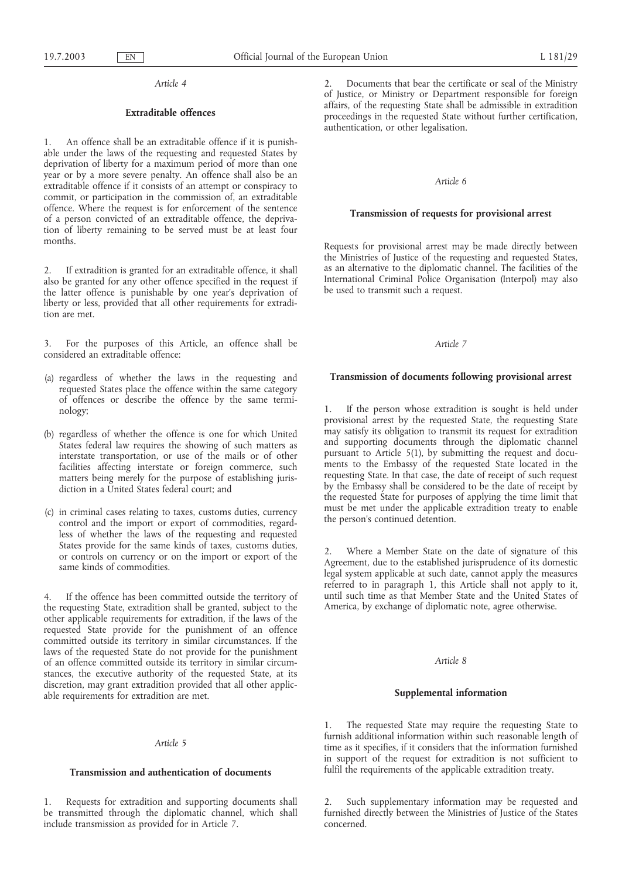*Article 4*

**Extraditable offences**

1. An offence shall be an extraditable offence if it is punishable under the laws of the requesting and requested States by deprivation of liberty for a maximum period of more than one year or by a more severe penalty. An offence shall also be an extraditable offence if it consists of an attempt or conspiracy to commit, or participation in the commission of, an extraditable offence. Where the request is for enforcement of the sentence of a person convicted of an extraditable offence, the deprivation of liberty remaining to be served must be at least four months.

2. If extradition is granted for an extraditable offence, it shall also be granted for any other offence specified in the request if the latter offence is punishable by one year's deprivation of liberty or less, provided that all other requirements for extradition are met.

3. For the purposes of this Article, an offence shall be considered an extraditable offence:

(a) regardless of whether the laws in the requesting and requested States place the offence within the same category of offences or describe the offence by the same terminology;

(b) regardless of whether the offence is one for which United States federal law requires the showing of such matters as interstate transportation, or use of the mails or of other facilities affecting interstate or foreign commerce, such matters being merely for the purpose of establishing jurisdiction in a United States federal court; and

(c) in criminal cases relating to taxes, customs duties, currency control and the import or export of commodities, regardless of whether the laws of the requesting and requested States provide for the same kinds of taxes, customs duties, or controls on currency or on the import or export of the same kinds of commodities.

4. If the offence has been committed outside the territory of the requesting State, extradition shall be granted, subject to the other applicable requirements for extradition, if the laws of the requested State provide for the punishment of an offence committed outside its territory in similar circumstances. If the laws of the requested State do not provide for the punishment of an offence committed outside its territory in similar circumstances, the executive authority of the requested State, at its discretion, may grant extradition provided that all other applicable requirements for extradition are met.

*Article 5*

**Transmission and authentication of documents**

1. Requests for extradition and supporting documents shall be transmitted through the diplomatic channel, which shall include transmission as provided for in Article 7.

2. Documents that bear the certificate or seal of the Ministry of Justice, or Ministry or Department responsible for foreign affairs, of the requesting State shall be admissible in extradition proceedings in the requested State without further certification, authentication, or other legalisation.

*Article 6*

**Transmission of requests for provisional arrest**

Requests for provisional arrest may be made directly between the Ministries of Justice of the requesting and requested States, as an alternative to the diplomatic channel. The facilities of the International Criminal Police Organisation (Interpol) may also be used to transmit such a request.

*Article 7*

**Transmission of documents following provisional arrest**

1. If the person whose extradition is sought is held under provisional arrest by the requested State, the requesting State may satisfy its obligation to transmit its request for extradition and supporting documents through the diplomatic channel pursuant to Article 5(1), by submitting the request and documents to the Embassy of the requested State located in the requesting State. In that case, the date of receipt of such request by the Embassy shall be considered to be the date of receipt by the requested State for purposes of applying the time limit that must be met under the applicable extradition treaty to enable the person's continued detention.

2. Where a Member State on the date of signature of this Agreement, due to the established jurisprudence of its domestic legal system applicable at such date, cannot apply the measures referred to in paragraph 1, this Article shall not apply to it, until such time as that Member State and the United States of America, by exchange of diplomatic note, agree otherwise.

*Article 8*

**Supplemental information**

1. The requested State may require the requesting State to furnish additional information within such reasonable length of time as it specifies, if it considers that the information furnished in support of the request for extradition is not sufficient to fulfil the requirements of the applicable extradition treaty.

2. Such supplementary information may be requested and furnished directly between the Ministries of Justice of the States concerned.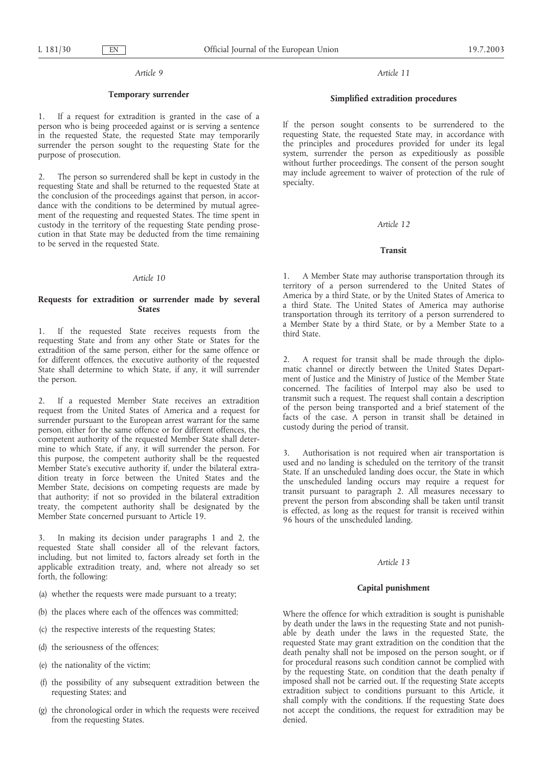*Article 9*

**Temporary surrender**

1. If a request for extradition is granted in the case of a person who is being proceeded against or is serving a sentence in the requested State, the requested State may temporarily surrender the person sought to the requesting State for the purpose of prosecution.

2. The person so surrendered shall be kept in custody in the requesting State and shall be returned to the requested State at the conclusion of the proceedings against that person, in accordance with the conditions to be determined by mutual agreement of the requesting and requested States. The time spent in custody in the territory of the requesting State pending prosecution in that State may be deducted from the time remaining to be served in the requested State.

*Article 10*

**Requests for extradition or surrender made by several States**

1. If the requested State receives requests from the requesting State and from any other State or States for the extradition of the same person, either for the same offence or for different offences, the executive authority of the requested State shall determine to which State, if any, it will surrender the person.

2. If a requested Member State receives an extradition request from the United States of America and a request for surrender pursuant to the European arrest warrant for the same person, either for the same offence or for different offences, the competent authority of the requested Member State shall determine to which State, if any, it will surrender the person. For this purpose, the competent authority shall be the requested Member State's executive authority if, under the bilateral extradition treaty in force between the United States and the Member State, decisions on competing requests are made by that authority; if not so provided in the bilateral extradition treaty, the competent authority shall be designated by the Member State concerned pursuant to Article 19.

3. In making its decision under paragraphs 1 and 2, the requested State shall consider all of the relevant factors, including, but not limited to, factors already set forth in the applicable extradition treaty, and, where not already so set forth, the following:

(a) whether the requests were made pursuant to a treaty;

(b) the places where each of the offences was committed;

(c) the respective interests of the requesting States;

(d) the seriousness of the offences;

(e) the nationality of the victim;

(f) the possibility of any subsequent extradition between the requesting States; and

(g) the chronological order in which the requests were received from the requesting States.

*Article 11*

**Simplified extradition procedures**

If the person sought consents to be surrendered to the requesting State, the requested State may, in accordance with the principles and procedures provided for under its legal system, surrender the person as expeditiously as possible without further proceedings. The consent of the person sought may include agreement to waiver of protection of the rule of specialty.

*Article 12*

**Transit**

1. A Member State may authorise transportation through its territory of a person surrendered to the United States of America by a third State, or by the United States of America to a third State. The United States of America may authorise transportation through its territory of a person surrendered to a Member State by a third State, or by a Member State to a third State.

2. A request for transit shall be made through the diplomatic channel or directly between the United States Department of Justice and the Ministry of Justice of the Member State concerned. The facilities of Interpol may also be used to transmit such a request. The request shall contain a description of the person being transported and a brief statement of the facts of the case. A person in transit shall be detained in custody during the period of transit.

3. Authorisation is not required when air transportation is used and no landing is scheduled on the territory of the transit State. If an unscheduled landing does occur, the State in which the unscheduled landing occurs may require a request for transit pursuant to paragraph 2. All measures necessary to prevent the person from absconding shall be taken until transit is effected, as long as the request for transit is received within 96 hours of the unscheduled landing.

*Article 13*

**Capital punishment**

Where the offence for which extradition is sought is punishable by death under the laws in the requesting State and not punishable by death under the laws in the requested State, the requested State may grant extradition on the condition that the death penalty shall not be imposed on the person sought, or if for procedural reasons such condition cannot be complied with by the requesting State, on condition that the death penalty if imposed shall not be carried out. If the requesting State accepts extradition subject to conditions pursuant to this Article, it shall comply with the conditions. If the requesting State does not accept the conditions, the request for extradition may be denied.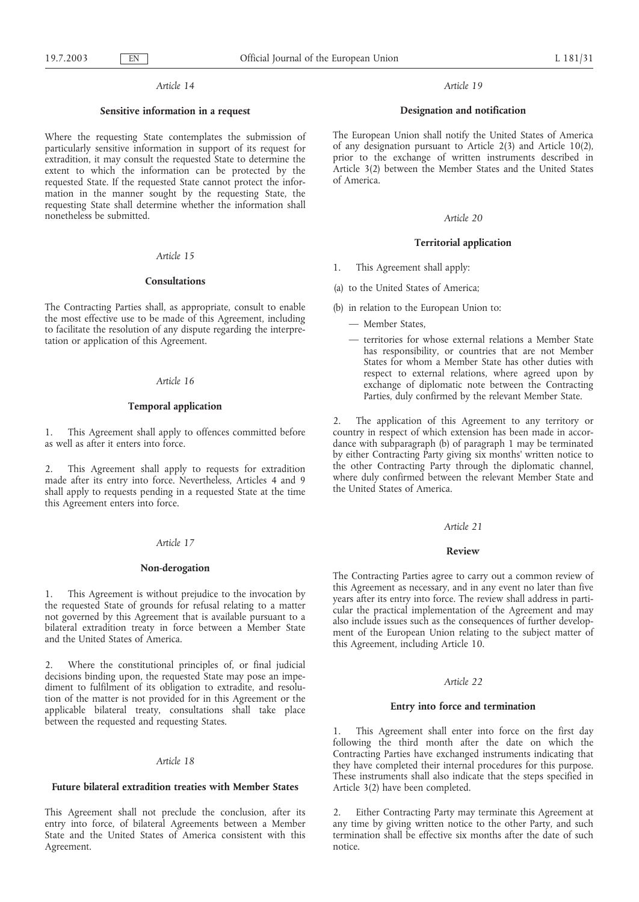*Article 14*

**Sensitive information in a request**

Where the requesting State contemplates the submission of particularly sensitive information in support of its request for extradition, it may consult the requested State to determine the extent to which the information can be protected by the requested State. If the requested State cannot protect the information in the manner sought by the requesting State, the requesting State shall determine whether the information shall nonetheless be submitted.

*Article 15*

**Consultations**

The Contracting Parties shall, as appropriate, consult to enable the most effective use to be made of this Agreement, including to facilitate the resolution of any dispute regarding the interpretation or application of this Agreement.

*Article 16*

**Temporal application**

1. This Agreement shall apply to offences committed before as well as after it enters into force.

2. This Agreement shall apply to requests for extradition made after its entry into force. Nevertheless, Articles 4 and 9 shall apply to requests pending in a requested State at the time this Agreement enters into force.

*Article 17*

**Non-derogation**

1. This Agreement is without prejudice to the invocation by the requested State of grounds for refusal relating to a matter not governed by this Agreement that is available pursuant to a bilateral extradition treaty in force between a Member State and the United States of America.

2. Where the constitutional principles of, or final judicial decisions binding upon, the requested State may pose an impediment to fulfilment of its obligation to extradite, and resolution of the matter is not provided for in this Agreement or the applicable bilateral treaty, consultations shall take place between the requested and requesting States.

*Article 18*

**Future bilateral extradition treaties with Member States**

This Agreement shall not preclude the conclusion, after its entry into force, of bilateral Agreements between a Member State and the United States of America consistent with this Agreement.

*Article 19*

**Designation and notification**

The European Union shall notify the United States of America of any designation pursuant to Article 2(3) and Article 10(2), prior to the exchange of written instruments described in Article 3(2) between the Member States and the United States of America.

*Article 20*

**Territorial application**

1. This Agreement shall apply:

(a) to the United States of America;

(b) in relation to the European Union to:

— Member States,

— territories for whose external relations a Member State has responsibility, or countries that are not Member States for whom a Member State has other duties with respect to external relations, where agreed upon by exchange of diplomatic note between the Contracting Parties, duly confirmed by the relevant Member State.

2. The application of this Agreement to any territory or country in respect of which extension has been made in accordance with subparagraph (b) of paragraph 1 may be terminated by either Contracting Party giving six months' written notice to the other Contracting Party through the diplomatic channel, where duly confirmed between the relevant Member State and the United States of America.

*Article 21*

**Review**

The Contracting Parties agree to carry out a common review of this Agreement as necessary, and in any event no later than five years after its entry into force. The review shall address in particular the practical implementation of the Agreement and may also include issues such as the consequences of further development of the European Union relating to the subject matter of this Agreement, including Article 10.

*Article 22*

**Entry into force and termination**

1. This Agreement shall enter into force on the first day following the third month after the date on which the Contracting Parties have exchanged instruments indicating that they have completed their internal procedures for this purpose. These instruments shall also indicate that the steps specified in Article 3(2) have been completed.

2. Either Contracting Party may terminate this Agreement at any time by giving written notice to the other Party, and such termination shall be effective six months after the date of such notice.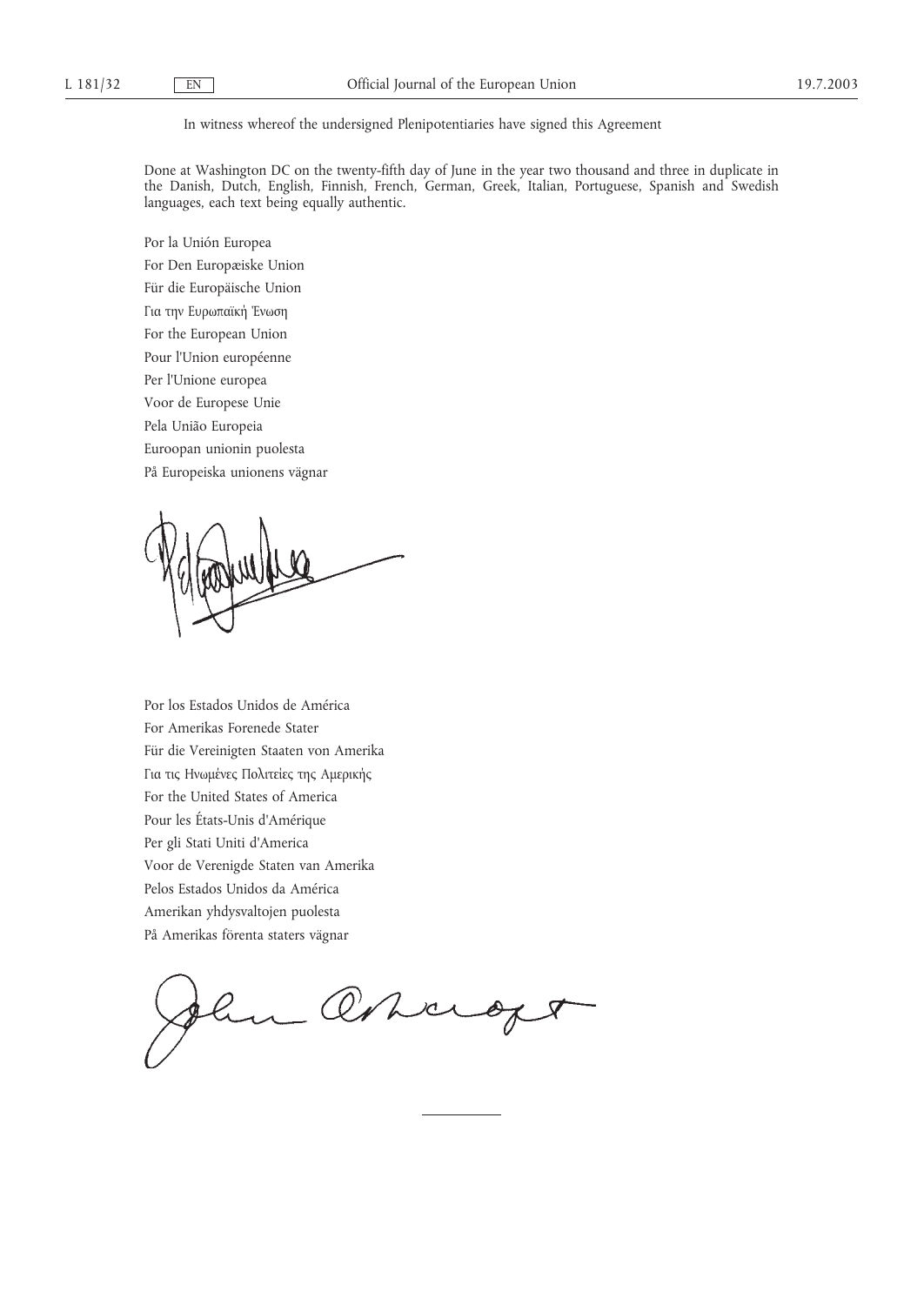In witness whereof the undersigned Plenipotentiaries have signed this Agreement

Done at Washington DC on the twenty-fifth day of June in the year two thousand and three in duplicate in the Danish, Dutch, English, Finnish, French, German, Greek, Italian, Portuguese, Spanish and Swedish languages, each text being equally authentic.

Por la Unión Europea

For Den Europæiske Union

Für die Europäische Union

Για την Ευρωπαϊκή Ένωση

For the European Union

Pour l'Union européenne

Per l'Unione europea

Voor de Europese Unie

Pela União Europeia

Euroopan unionin puolesta

På Europeiska unionens vägnar

Por los Estados Unidos de América

For Amerikas Forenede Stater

Für die Vereinigten Staaten von Amerika

Για τις Ηνωμένες Πολιτείες της Αμερικής

For the United States of America

Pour les États-Unis d'Amérique

Per gli Stati Uniti d'America

Voor de Verenigde Staten van Amerika

Pelos Estados Unidos da América

Amerikan yhdysvaltojen puolesta

På Amerikas förenta staters vägnar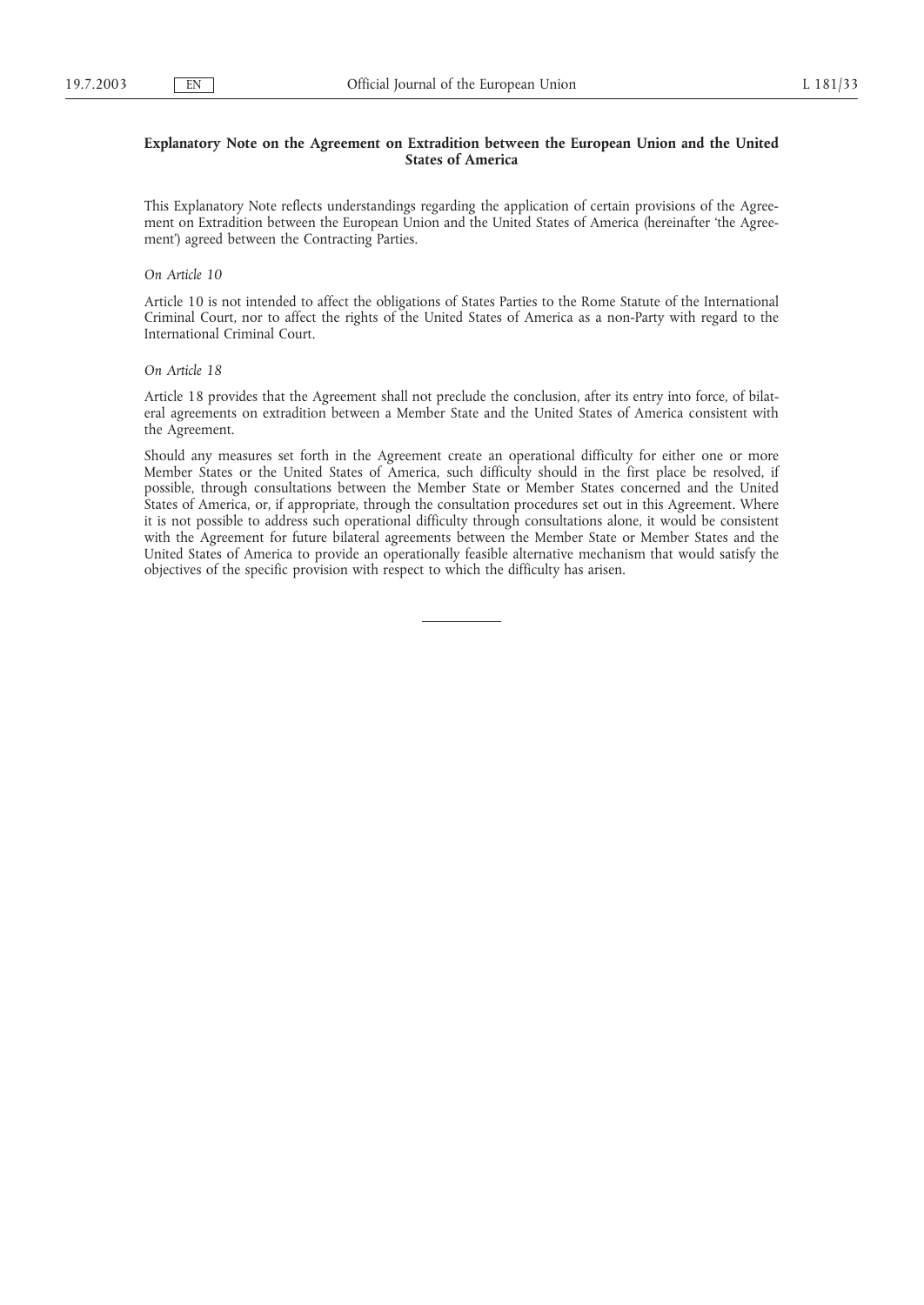**Explanatory Note on the Agreement on Extradition between the European Union and the United States of America**

This Explanatory Note reflects understandings regarding the application of certain provisions of the Agreement on Extradition between the European Union and the United States of America (hereinafter 'the Agreement') agreed between the Contracting Parties.

*On Article 10*

Article 10 is not intended to affect the obligations of States Parties to the Rome Statute of the International Criminal Court, nor to affect the rights of the United States of America as a non-Party with regard to the International Criminal Court.

*On Article 18*

Article 18 provides that the Agreement shall not preclude the conclusion, after its entry into force, of bilateral agreements on extradition between a Member State and the United States of America consistent with the Agreement.

Should any measures set forth in the Agreement create an operational difficulty for either one or more Member States or the United States of America, such difficulty should in the first place be resolved, if possible, through consultations between the Member State or Member States concerned and the United States of America, or, if appropriate, through the consultation procedures set out in this Agreement. Where it is not possible to address such operational difficulty through consultations alone, it would be consistent with the Agreement for future bilateral agreements between the Member State or Member States and the United States of America to provide an operationally feasible alternative mechanism that would satisfy the objectives of the specific provision with respect to which the difficulty has arisen.